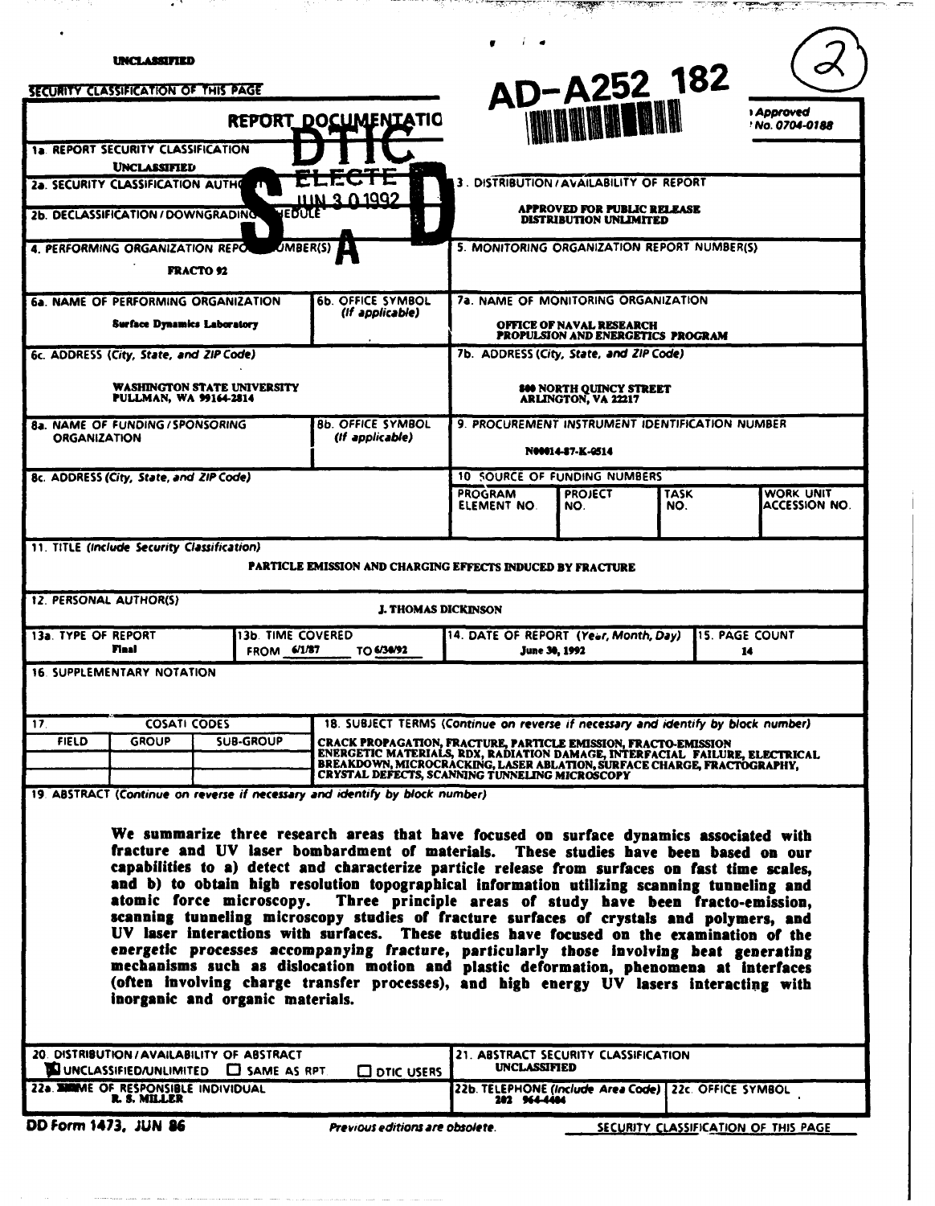UNCLASSIFIED

SECURITY CLASSIFICATION OF THIS PAGE

AD-A252 182

(2)

DTIC ELECTE JUN 30 1992 S A D

# REPORT DOCUMENTATION PAGE

Form Approved OMB No. 0704-0188

| | |
|---|---|
| 1a. REPORT SECURITY CLASSIFICATION UNCLASSIFIED | |
| 2a. SECURITY CLASSIFICATION AUTHORITY | 3. DISTRIBUTION/AVAILABILITY OF REPORT APPROVED FOR PUBLIC RELEASE DISTRIBUTION UNLIMITED |
| 2b. DECLASSIFICATION/DOWNGRADING SCHEDULE | |
| 4. PERFORMING ORGANIZATION REPORT NUMBER(S) FRACTO 92 | 5. MONITORING ORGANIZATION REPORT NUMBER(S) |
| 6a. NAME OF PERFORMING ORGANIZATION Surface Dynamics Laboratory; 6b. OFFICE SYMBOL (If applicable) | 7a. NAME OF MONITORING ORGANIZATION OFFICE OF NAVAL RESEARCH PROPULSION AND ENERGETICS PROGRAM |
| 6c. ADDRESS (City, State, and ZIP Code) WASHINGTON STATE UNIVERSITY PULLMAN, WA 99164-2814 | 7b. ADDRESS (City, State, and ZIP Code) 800 NORTH QUINCY STREET ARLINGTON, VA 22217 |
| 8a. NAME OF FUNDING/SPONSORING ORGANIZATION; 8b. OFFICE SYMBOL (If applicable) | 9. PROCUREMENT INSTRUMENT IDENTIFICATION NUMBER N00014-87-K-0514 |
| 8c. ADDRESS (City, State, and ZIP Code) | 10. SOURCE OF FUNDING NUMBERS: PROGRAM ELEMENT NO. / PROJECT NO. / TASK NO. / WORK UNIT ACCESSION NO. |

11. TITLE (Include Security Classification)

PARTICLE EMISSION AND CHARGING EFFECTS INDUCED BY FRACTURE

12. PERSONAL AUTHOR(S)

J. THOMAS DICKINSON

| 13a. TYPE OF REPORT | 13b. TIME COVERED | 14. DATE OF REPORT (Year, Month, Day) | 15. PAGE COUNT |
|---|---|---|---|
| Final | FROM 6/1/87 TO 6/30/92 | June 30, 1992 | 14 |

16. SUPPLEMENTARY NOTATION

| 17. COSATI CODES | | | 18. SUBJECT TERMS (Continue on reverse if necessary and identify by block number) |
|---|---|---|---|
| FIELD | GROUP | SUB-GROUP | CRACK PROPAGATION, FRACTURE, PARTICLE EMISSION, FRACTO-EMISSION ENERGETIC MATERIALS, RDX, RADIATION DAMAGE, INTERFACIAL FAILURE, ELECTRICAL BREAKDOWN, MICROCRACKING, LASER ABLATION, SURFACE CHARGE, FRACTOGRAPHY, CRYSTAL DEFECTS, SCANNING TUNNELING MICROSCOPY |

19. ABSTRACT (Continue on reverse if necessary and identify by block number)

We summarize three research areas that have focused on surface dynamics associated with fracture and UV laser bombardment of materials. These studies have been based on our capabilities to a) detect and characterize particle release from surfaces on fast time scales, and b) to obtain high resolution topographical information utilizing scanning tunneling and atomic force microscopy. Three principle areas of study have been fracto-emission, scanning tunneling microscopy studies of fracture surfaces of crystals and polymers, and UV laser interactions with surfaces. These studies have focused on the examination of the energetic processes accompanying fracture, particularly those involving heat generating mechanisms such as dislocation motion and plastic deformation, phenomena at interfaces (often involving charge transfer processes), and high energy UV lasers interacting with inorganic and organic materials.

| | |
|---|---|
| 20. DISTRIBUTION/AVAILABILITY OF ABSTRACT ☒ UNCLASSIFIED/UNLIMITED ☐ SAME AS RPT. ☐ DTIC USERS | 21. ABSTRACT SECURITY CLASSIFICATION UNCLASSIFIED |
| 22a. NAME OF RESPONSIBLE INDIVIDUAL R. S. MILLER | 22b. TELEPHONE (Include Area Code) 202 696-4404; 22c. OFFICE SYMBOL |

DD Form 1473, JUN 86 — Previous editions are obsolete. — SECURITY CLASSIFICATION OF THIS PAGE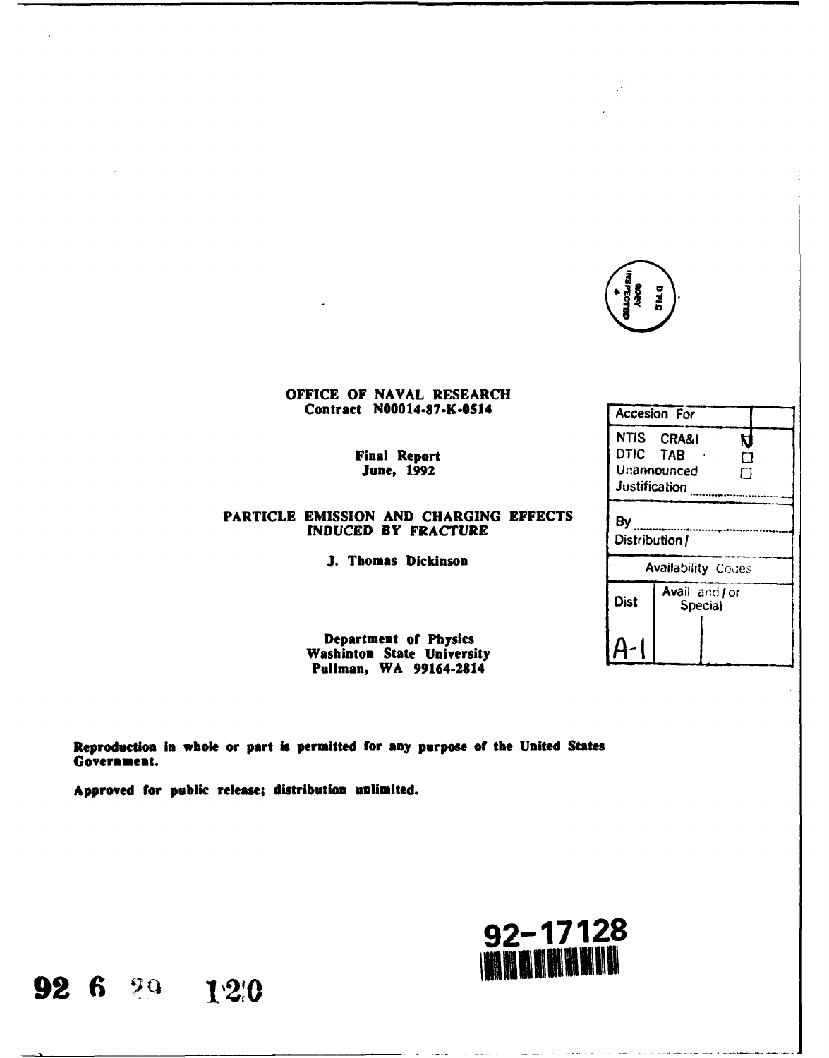**OFFICE OF NAVAL RESEARCH**
**Contract N00014-87-K-0514**

**Final Report**
**June, 1992**

# PARTICLE EMISSION AND CHARGING EFFECTS INDUCED BY FRACTURE

**J. Thomas Dickinson**

**Department of Physics**
**Washinton State University**
**Pullman, WA 99164-2814**

| Accesion For | | |
|---|---|---|
| NTIS CRA&I | | ☑ |
| DTIC TAB | | ☐ |
| Unannounced | | ☐ |
| Justification | | |
| By | | |
| Distribution / | | |
| Availability Codes | | |
| Dist | Avail and / or Special | |
| A-1 | | |

**Reproduction in whole or part is permitted for any purpose of the United States Government.**

**Approved for public release; distribution unlimited.**

92-17128

92 6 29 120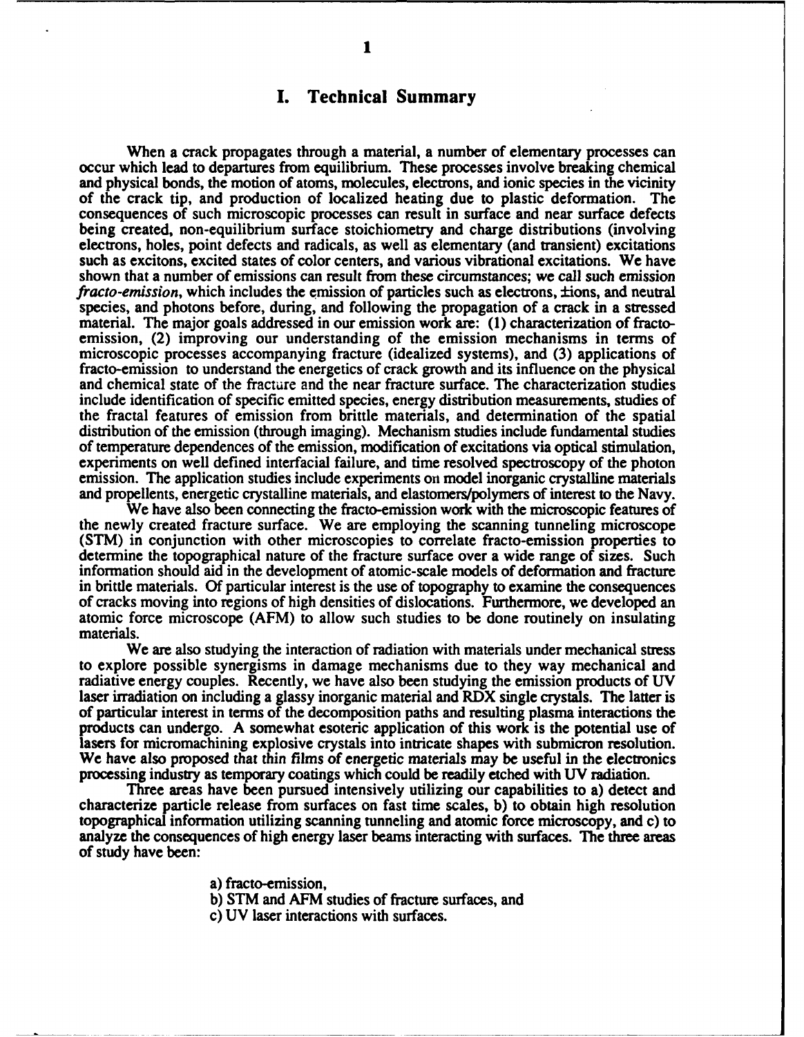# I. Technical Summary

When a crack propagates through a material, a number of elementary processes can occur which lead to departures from equilibrium. These processes involve breaking chemical and physical bonds, the motion of atoms, molecules, electrons, and ionic species in the vicinity of the crack tip, and production of localized heating due to plastic deformation. The consequences of such microscopic processes can result in surface and near surface defects being created, non-equilibrium surface stoichiometry and charge distributions (involving electrons, holes, point defects and radicals, as well as elementary (and transient) excitations such as excitons, excited states of color centers, and various vibrational excitations. We have shown that a number of emissions can result from these circumstances; we call such emission *fracto-emission*, which includes the emission of particles such as electrons, ±ions, and neutral species, and photons before, during, and following the propagation of a crack in a stressed material. The major goals addressed in our emission work are: (1) characterization of fracto-emission, (2) improving our understanding of the emission mechanisms in terms of microscopic processes accompanying fracture (idealized systems), and (3) applications of fracto-emission to understand the energetics of crack growth and its influence on the physical and chemical state of the fracture and the near fracture surface. The characterization studies include identification of specific emitted species, energy distribution measurements, studies of the fractal features of emission from brittle materials, and determination of the spatial distribution of the emission (through imaging). Mechanism studies include fundamental studies of temperature dependences of the emission, modification of excitations via optical stimulation, experiments on well defined interfacial failure, and time resolved spectroscopy of the photon emission. The application studies include experiments on model inorganic crystalline materials and propellents, energetic crystalline materials, and elastomers/polymers of interest to the Navy.

We have also been connecting the fracto-emission work with the microscopic features of the newly created fracture surface. We are employing the scanning tunneling microscope (STM) in conjunction with other microscopies to correlate fracto-emission properties to determine the topographical nature of the fracture surface over a wide range of sizes. Such information should aid in the development of atomic-scale models of deformation and fracture in brittle materials. Of particular interest is the use of topography to examine the consequences of cracks moving into regions of high densities of dislocations. Furthermore, we developed an atomic force microscope (AFM) to allow such studies to be done routinely on insulating materials.

We are also studying the interaction of radiation with materials under mechanical stress to explore possible synergisms in damage mechanisms due to they way mechanical and radiative energy couples. Recently, we have also been studying the emission products of UV laser irradiation on including a glassy inorganic material and RDX single crystals. The latter is of particular interest in terms of the decomposition paths and resulting plasma interactions the products can undergo. A somewhat esoteric application of this work is the potential use of lasers for micromachining explosive crystals into intricate shapes with submicron resolution. We have also proposed that thin films of energetic materials may be useful in the electronics processing industry as temporary coatings which could be readily etched with UV radiation.

Three areas have been pursued intensively utilizing our capabilities to a) detect and characterize particle release from surfaces on fast time scales, b) to obtain high resolution topographical information utilizing scanning tunneling and atomic force microscopy, and c) to analyze the consequences of high energy laser beams interacting with surfaces. The three areas of study have been:

a) fracto-emission,
b) STM and AFM studies of fracture surfaces, and
c) UV laser interactions with surfaces.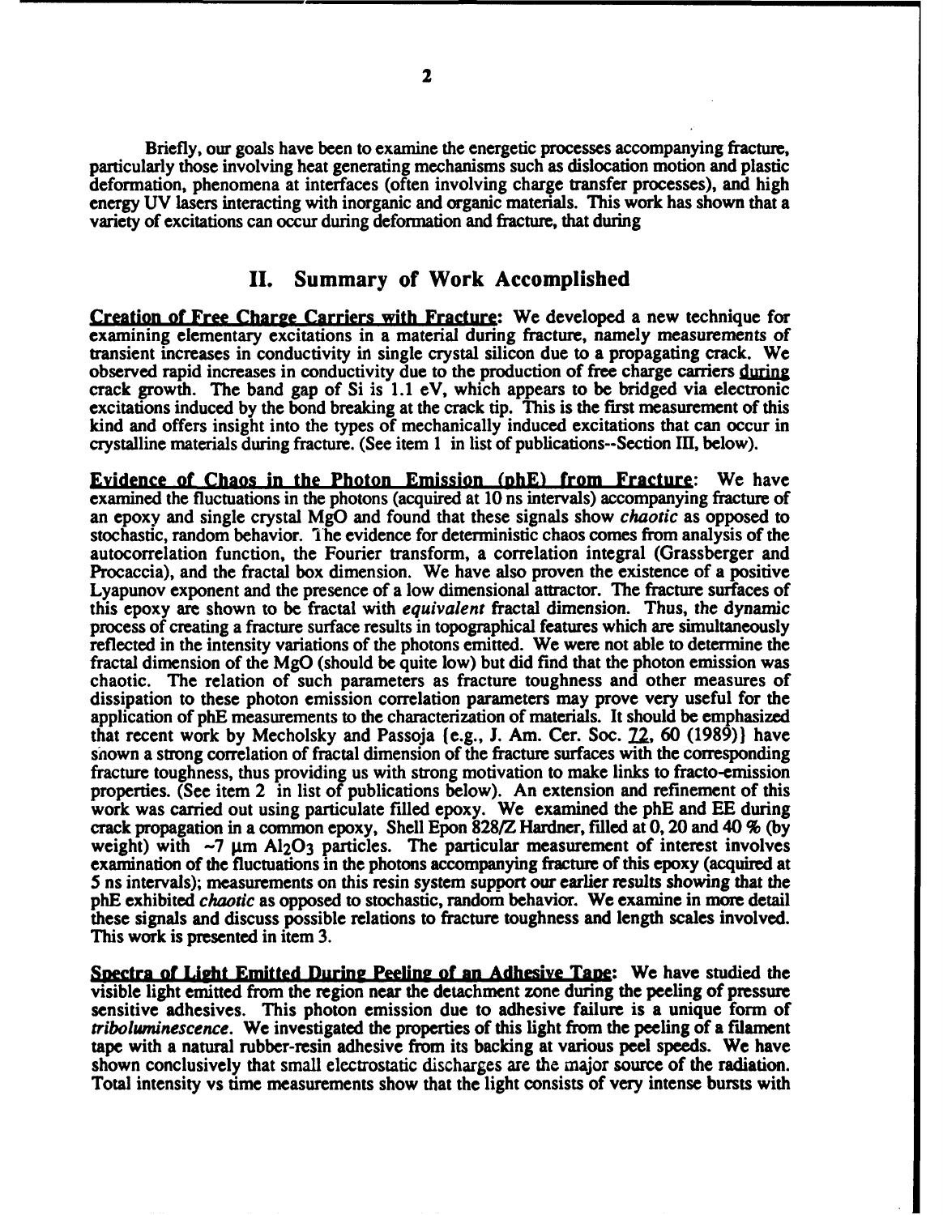Briefly, our goals have been to examine the energetic processes accompanying fracture, particularly those involving heat generating mechanisms such as dislocation motion and plastic deformation, phenomena at interfaces (often involving charge transfer processes), and high energy UV lasers interacting with inorganic and organic materials. This work has shown that a variety of excitations can occur during deformation and fracture, that during

## II. Summary of Work Accomplished

**Creation of Free Charge Carriers with Fracture:** We developed a new technique for examining elementary excitations in a material during fracture, namely measurements of transient increases in conductivity in single crystal silicon due to a propagating crack. We observed rapid increases in conductivity due to the production of free charge carriers during crack growth. The band gap of Si is 1.1 eV, which appears to be bridged via electronic excitations induced by the bond breaking at the crack tip. This is the first measurement of this kind and offers insight into the types of mechanically induced excitations that can occur in crystalline materials during fracture. (See item 1 in list of publications--Section III, below).

**Evidence of Chaos in the Photon Emission (phE) from Fracture:** We have examined the fluctuations in the photons (acquired at 10 ns intervals) accompanying fracture of an epoxy and single crystal MgO and found that these signals show *chaotic* as opposed to stochastic, random behavior. The evidence for deterministic chaos comes from analysis of the autocorrelation function, the Fourier transform, a correlation integral (Grassberger and Procaccia), and the fractal box dimension. We have also proven the existence of a positive Lyapunov exponent and the presence of a low dimensional attractor. The fracture surfaces of this epoxy are shown to be fractal with *equivalent* fractal dimension. Thus, the dynamic process of creating a fracture surface results in topographical features which are simultaneously reflected in the intensity variations of the photons emitted. We were not able to determine the fractal dimension of the MgO (should be quite low) but did find that the photon emission was chaotic. The relation of such parameters as fracture toughness and other measures of dissipation to these photon emission correlation parameters may prove very useful for the application of phE measurements to the characterization of materials. It should be emphasized that recent work by Mecholsky and Passoja {e.g., J. Am. Cer. Soc. 72, 60 (1989)} have shown a strong correlation of fractal dimension of the fracture surfaces with the corresponding fracture toughness, thus providing us with strong motivation to make links to fracto-emission properties. (See item 2 in list of publications below). An extension and refinement of this work was carried out using particulate filled epoxy. We examined the phE and EE during crack propagation in a common epoxy, Shell Epon 828/Z Hardner, filled at 0, 20 and 40 % (by weight) with ~7 µm $Al_2O_3$ particles. The particular measurement of interest involves examination of the fluctuations in the photons accompanying fracture of this epoxy (acquired at 5 ns intervals); measurements on this resin system support our earlier results showing that the phE exhibited *chaotic* as opposed to stochastic, random behavior. We examine in more detail these signals and discuss possible relations to fracture toughness and length scales involved. This work is presented in item 3.

**Spectra of Light Emitted During Peeling of an Adhesive Tape:** We have studied the visible light emitted from the region near the detachment zone during the peeling of pressure sensitive adhesives. This photon emission due to adhesive failure is a unique form of *triboluminescence*. We investigated the properties of this light from the peeling of a filament tape with a natural rubber-resin adhesive from its backing at various peel speeds. We have shown conclusively that small electrostatic discharges are the major source of the radiation. Total intensity vs time measurements show that the light consists of very intense bursts with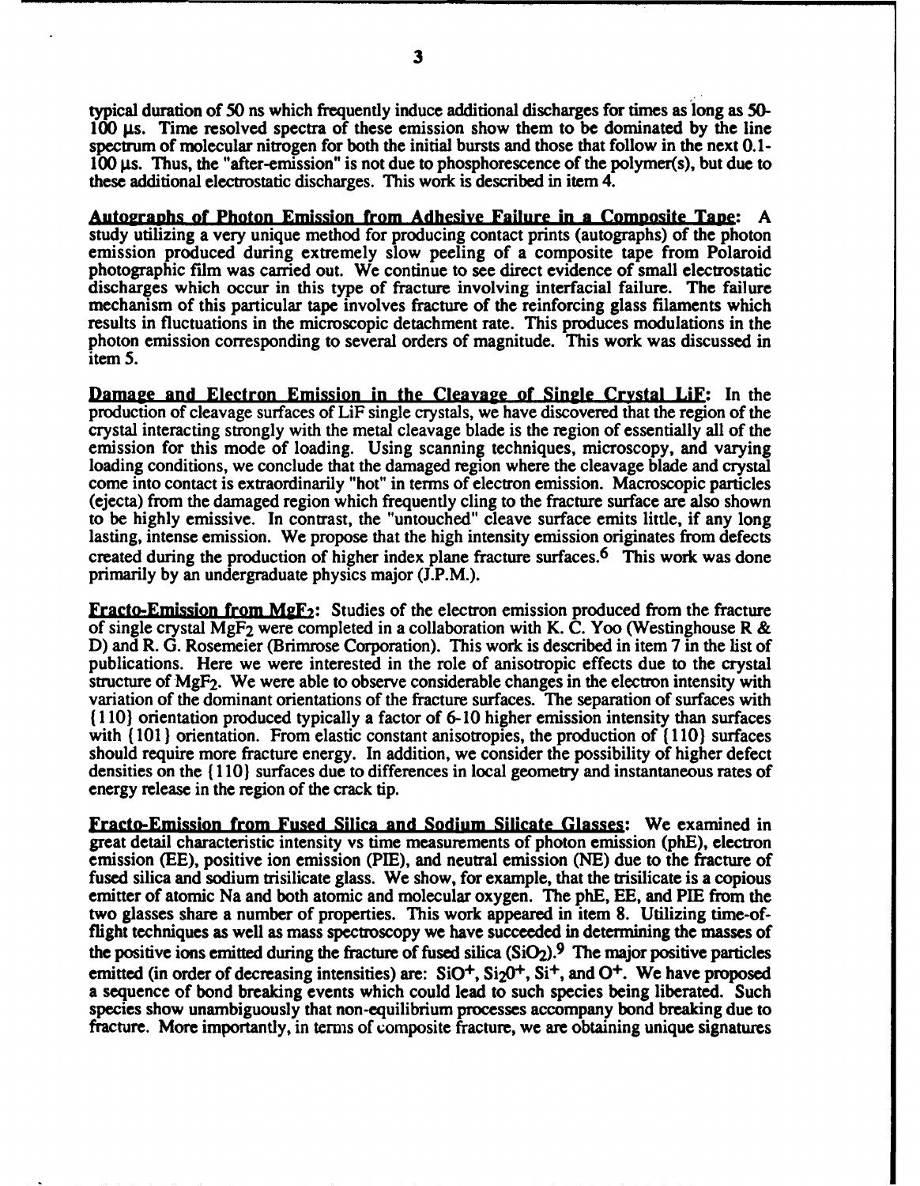typical duration of 50 ns which frequently induce additional discharges for times as long as 50-100 μs. Time resolved spectra of these emission show them to be dominated by the line spectrum of molecular nitrogen for both the initial bursts and those that follow in the next 0.1-100 μs. Thus, the "after-emission" is not due to phosphorescence of the polymer(s), but due to these additional electrostatic discharges. This work is described in item 4.

**Autographs of Photon Emission from Adhesive Failure in a Composite Tape**: A study utilizing a very unique method for producing contact prints (autographs) of the photon emission produced during extremely slow peeling of a composite tape from Polaroid photographic film was carried out. We continue to see direct evidence of small electrostatic discharges which occur in this type of fracture involving interfacial failure. The failure mechanism of this particular tape involves fracture of the reinforcing glass filaments which results in fluctuations in the microscopic detachment rate. This produces modulations in the photon emission corresponding to several orders of magnitude. This work was discussed in item 5.

**Damage and Electron Emission in the Cleavage of Single Crystal LiF**: In the production of cleavage surfaces of LiF single crystals, we have discovered that the region of the crystal interacting strongly with the metal cleavage blade is the region of essentially all of the emission for this mode of loading. Using scanning techniques, microscopy, and varying loading conditions, we conclude that the damaged region where the cleavage blade and crystal come into contact is extraordinarily "hot" in terms of electron emission. Macroscopic particles (ejecta) from the damaged region which frequently cling to the fracture surface are also shown to be highly emissive. In contrast, the "untouched" cleave surface emits little, if any long lasting, intense emission. We propose that the high intensity emission originates from defects created during the production of higher index plane fracture surfaces.[6] This work was done primarily by an undergraduate physics major (J.P.M.).

**Fracto-Emission from $MgF_2$**: Studies of the electron emission produced from the fracture of single crystal $MgF_2$ were completed in a collaboration with K. C. Yoo (Westinghouse R & D) and R. G. Rosemeier (Brimrose Corporation). This work is described in item 7 in the list of publications. Here we were interested in the role of anisotropic effects due to the crystal structure of $MgF_2$. We were able to observe considerable changes in the electron intensity with variation of the dominant orientations of the fracture surfaces. The separation of surfaces with {110} orientation produced typically a factor of 6-10 higher emission intensity than surfaces with {101} orientation. From elastic constant anisotropies, the production of {110} surfaces should require more fracture energy. In addition, we consider the possibility of higher defect densities on the {110} surfaces due to differences in local geometry and instantaneous rates of energy release in the region of the crack tip.

**Fracto-Emission from Fused Silica and Sodium Silicate Glasses**: We examined in great detail characteristic intensity vs time measurements of photon emission (phE), electron emission (EE), positive ion emission (PIE), and neutral emission (NE) due to the fracture of fused silica and sodium trisilicate glass. We show, for example, that the trisilicate is a copious emitter of atomic Na and both atomic and molecular oxygen. The phE, EE, and PIE from the two glasses share a number of properties. This work appeared in item 8. Utilizing time-of-flight techniques as well as mass spectroscopy we have succeeded in determining the masses of the positive ions emitted during the fracture of fused silica ($SiO_2$).[9] The major positive particles emitted (in order of decreasing intensities) are: $SiO^+$, $Si_2O^+$, $Si^+$, and $O^+$. We have proposed a sequence of bond breaking events which could lead to such species being liberated. Such species show unambiguously that non-equilibrium processes accompany bond breaking due to fracture. More importantly, in terms of composite fracture, we are obtaining unique signatures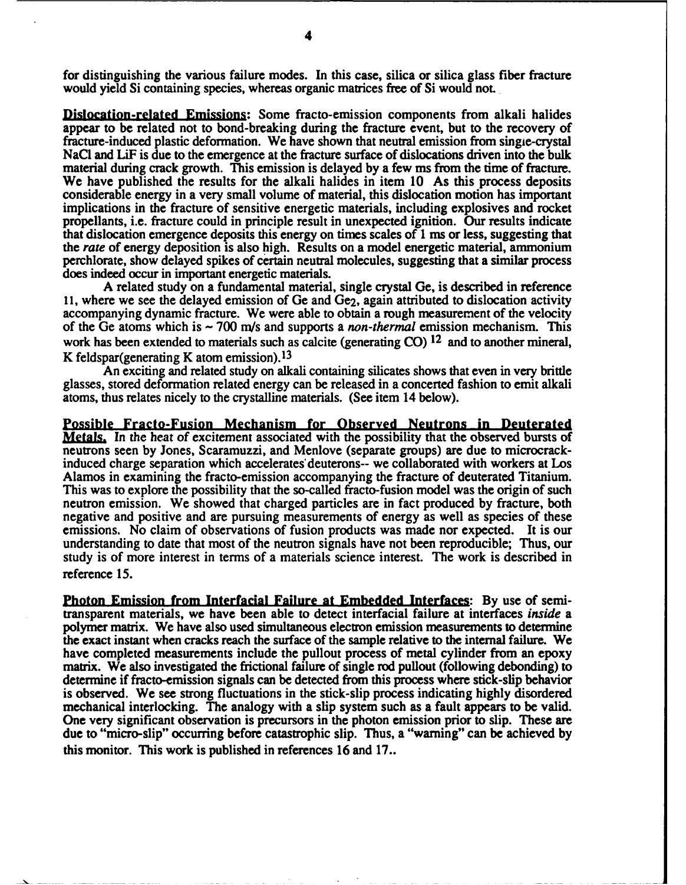for distinguishing the various failure modes. In this case, silica or silica glass fiber fracture would yield Si containing species, whereas organic matrices free of Si would not.

**Dislocation-related Emissions**: Some fracto-emission components from alkali halides appear to be related not to bond-breaking during the fracture event, but to the recovery of fracture-induced plastic deformation. We have shown that neutral emission from single-crystal NaCl and LiF is due to the emergence at the fracture surface of dislocations driven into the bulk material during crack growth. This emission is delayed by a few ms from the time of fracture. We have published the results for the alkali halides in item 10 As this process deposits considerable energy in a very small volume of material, this dislocation motion has important implications in the fracture of sensitive energetic materials, including explosives and rocket propellants, i.e. fracture could in principle result in unexpected ignition. Our results indicate that dislocation emergence deposits this energy on times scales of 1 ms or less, suggesting that the *rate* of energy deposition is also high. Results on a model energetic material, ammonium perchlorate, show delayed spikes of certain neutral molecules, suggesting that a similar process does indeed occur in important energetic materials.

A related study on a fundamental material, single crystal Ge, is described in reference 11, where we see the delayed emission of Ge and $Ge_2$, again attributed to dislocation activity accompanying dynamic fracture. We were able to obtain a rough measurement of the velocity of the Ge atoms which is ~ 700 m/s and supports a *non-thermal* emission mechanism. This work has been extended to materials such as calcite (generating CO) [12] and to another mineral, K feldspar(generating K atom emission).[13]

An exciting and related study on alkali containing silicates shows that even in very brittle glasses, stored deformation related energy can be released in a concerted fashion to emit alkali atoms, thus relates nicely to the crystalline materials. (See item 14 below).

**Possible Fracto-Fusion Mechanism for Observed Neutrons in Deuterated Metals.** In the heat of excitement associated with the possibility that the observed bursts of neutrons seen by Jones, Scaramuzzi, and Menlove (separate groups) are due to microcrack-induced charge separation which accelerates deuterons-- we collaborated with workers at Los Alamos in examining the fracto-emission accompanying the fracture of deuterated Titanium. This was to explore the possibility that the so-called fracto-fusion model was the origin of such neutron emission. We showed that charged particles are in fact produced by fracture, both negative and positive and are pursuing measurements of energy as well as species of these emissions. No claim of observations of fusion products was made nor expected. It is our understanding to date that most of the neutron signals have not been reproducible; Thus, our study is of more interest in terms of a materials science interest. The work is described in reference 15.

**Photon Emission from Interfacial Failure at Embedded Interfaces**: By use of semi-transparent materials, we have been able to detect interfacial failure at interfaces *inside* a polymer matrix. We have also used simultaneous electron emission measurements to determine the exact instant when cracks reach the surface of the sample relative to the internal failure. We have completed measurements include the pullout process of metal cylinder from an epoxy matrix. We also investigated the frictional failure of single rod pullout (following debonding) to determine if fracto-emission signals can be detected from this process where stick-slip behavior is observed. We see strong fluctuations in the stick-slip process indicating highly disordered mechanical interlocking. The analogy with a slip system such as a fault appears to be valid. One very significant observation is precursors in the photon emission prior to slip. These are due to "micro-slip" occurring before catastrophic slip. Thus, a "warning" can be achieved by this monitor. This work is published in references 16 and 17..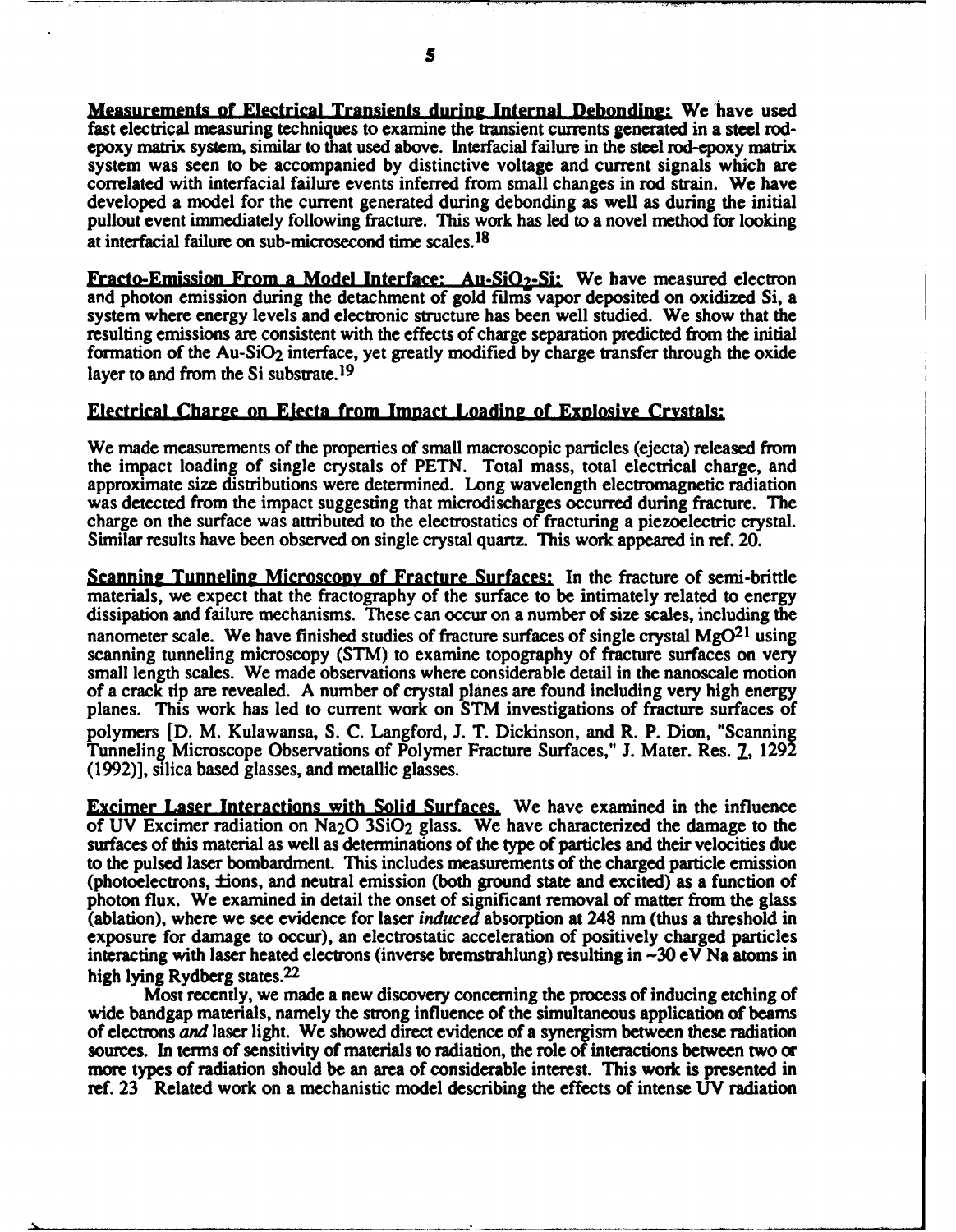**Measurements of Electrical Transients during Internal Debonding:** We have used fast electrical measuring techniques to examine the transient currents generated in a steel rod-epoxy matrix system, similar to that used above. Interfacial failure in the steel rod-epoxy matrix system was seen to be accompanied by distinctive voltage and current signals which are correlated with interfacial failure events inferred from small changes in rod strain. We have developed a model for the current generated during debonding as well as during the initial pullout event immediately following fracture. This work has led to a novel method for looking at interfacial failure on sub-microsecond time scales.[18]

**Fracto-Emission From a Model Interface: Au-$SiO_2$-Si:** We have measured electron and photon emission during the detachment of gold films vapor deposited on oxidized Si, a system where energy levels and electronic structure has been well studied. We show that the resulting emissions are consistent with the effects of charge separation predicted from the initial formation of the Au-$SiO_2$ interface, yet greatly modified by charge transfer through the oxide layer to and from the Si substrate.[19]

**Electrical Charge on Ejecta from Impact Loading of Explosive Crystals:**

We made measurements of the properties of small macroscopic particles (ejecta) released from the impact loading of single crystals of PETN. Total mass, total electrical charge, and approximate size distributions were determined. Long wavelength electromagnetic radiation was detected from the impact suggesting that microdischarges occurred during fracture. The charge on the surface was attributed to the electrostatics of fracturing a piezoelectric crystal. Similar results have been observed on single crystal quartz. This work appeared in ref. 20.

**Scanning Tunneling Microscopy of Fracture Surfaces:** In the fracture of semi-brittle materials, we expect that the fractography of the surface to be intimately related to energy dissipation and failure mechanisms. These can occur on a number of size scales, including the nanometer scale. We have finished studies of fracture surfaces of single crystal MgO[21] using scanning tunneling microscopy (STM) to examine topography of fracture surfaces on very small length scales. We made observations where considerable detail in the nanoscale motion of a crack tip are revealed. A number of crystal planes are found including very high energy planes. This work has led to current work on STM investigations of fracture surfaces of polymers [D. M. Kulawansa, S. C. Langford, J. T. Dickinson, and R. P. Dion, "Scanning Tunneling Microscope Observations of Polymer Fracture Surfaces," J. Mater. Res. 7, 1292 (1992)], silica based glasses, and metallic glasses.

**Excimer Laser Interactions with Solid Surfaces.** We have examined in the influence of UV Excimer radiation on $Na_2O\ 3SiO_2$ glass. We have characterized the damage to the surfaces of this material as well as determinations of the type of particles and their velocities due to the pulsed laser bombardment. This includes measurements of the charged particle emission (photoelectrons, ±ions, and neutral emission (both ground state and excited) as a function of photon flux. We examined in detail the onset of significant removal of matter from the glass (ablation), where we see evidence for laser *induced* absorption at 248 nm (thus a threshold in exposure for damage to occur), an electrostatic acceleration of positively charged particles interacting with laser heated electrons (inverse bremstrahlung) resulting in ~30 eV Na atoms in high lying Rydberg states.[22]

Most recently, we made a new discovery concerning the process of inducing etching of wide bandgap materials, namely the strong influence of the simultaneous application of beams of electrons *and* laser light. We showed direct evidence of a synergism between these radiation sources. In terms of sensitivity of materials to radiation, the role of interactions between two or more types of radiation should be an area of considerable interest. This work is presented in ref. 23 Related work on a mechanistic model describing the effects of intense UV radiation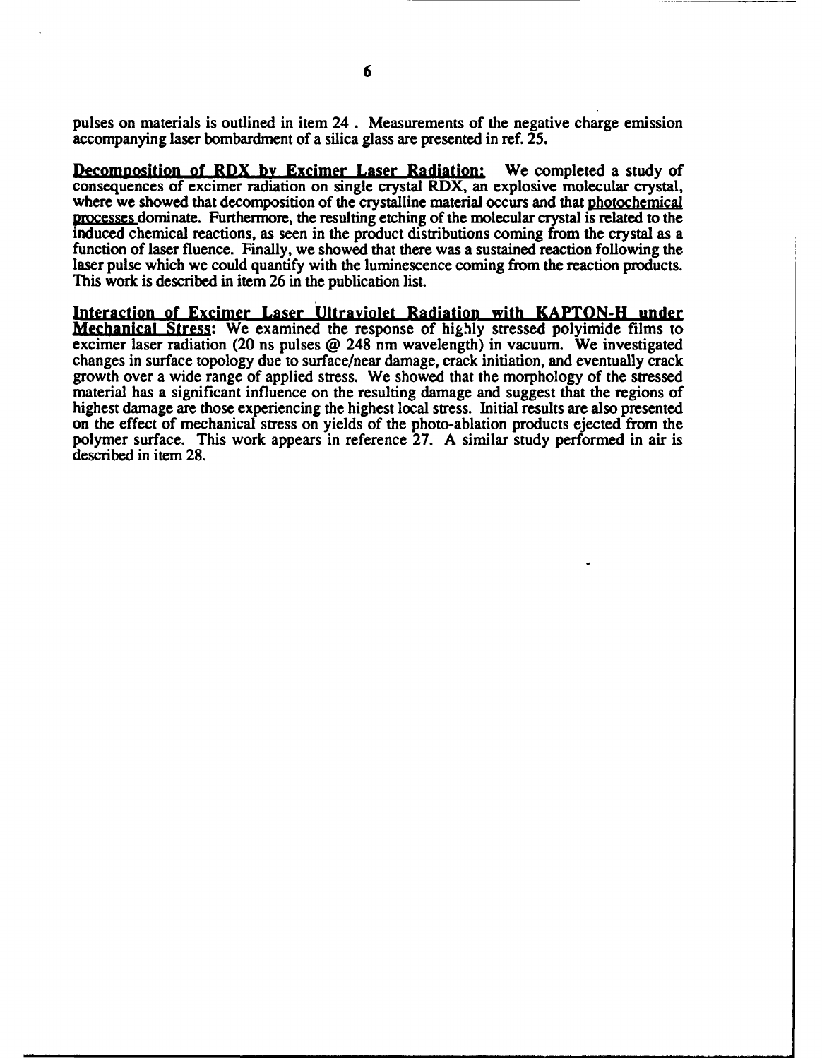pulses on materials is outlined in item 24 . Measurements of the negative charge emission accompanying laser bombardment of a silica glass are presented in ref. 25.

**Decomposition of RDX by Excimer Laser Radiation:** We completed a study of consequences of excimer radiation on single crystal RDX, an explosive molecular crystal, where we showed that decomposition of the crystalline material occurs and that photochemical processes dominate. Furthermore, the resulting etching of the molecular crystal is related to the induced chemical reactions, as seen in the product distributions coming from the crystal as a function of laser fluence. Finally, we showed that there was a sustained reaction following the laser pulse which we could quantify with the luminescence coming from the reaction products. This work is described in item 26 in the publication list.

**Interaction of Excimer Laser Ultraviolet Radiation with KAPTON-H under Mechanical Stress:** We examined the response of highly stressed polyimide films to excimer laser radiation (20 ns pulses @ 248 nm wavelength) in vacuum. We investigated changes in surface topology due to surface/near damage, crack initiation, and eventually crack growth over a wide range of applied stress. We showed that the morphology of the stressed material has a significant influence on the resulting damage and suggest that the regions of highest damage are those experiencing the highest local stress. Initial results are also presented on the effect of mechanical stress on yields of the photo-ablation products ejected from the polymer surface. This work appears in reference 27. A similar study performed in air is described in item 28.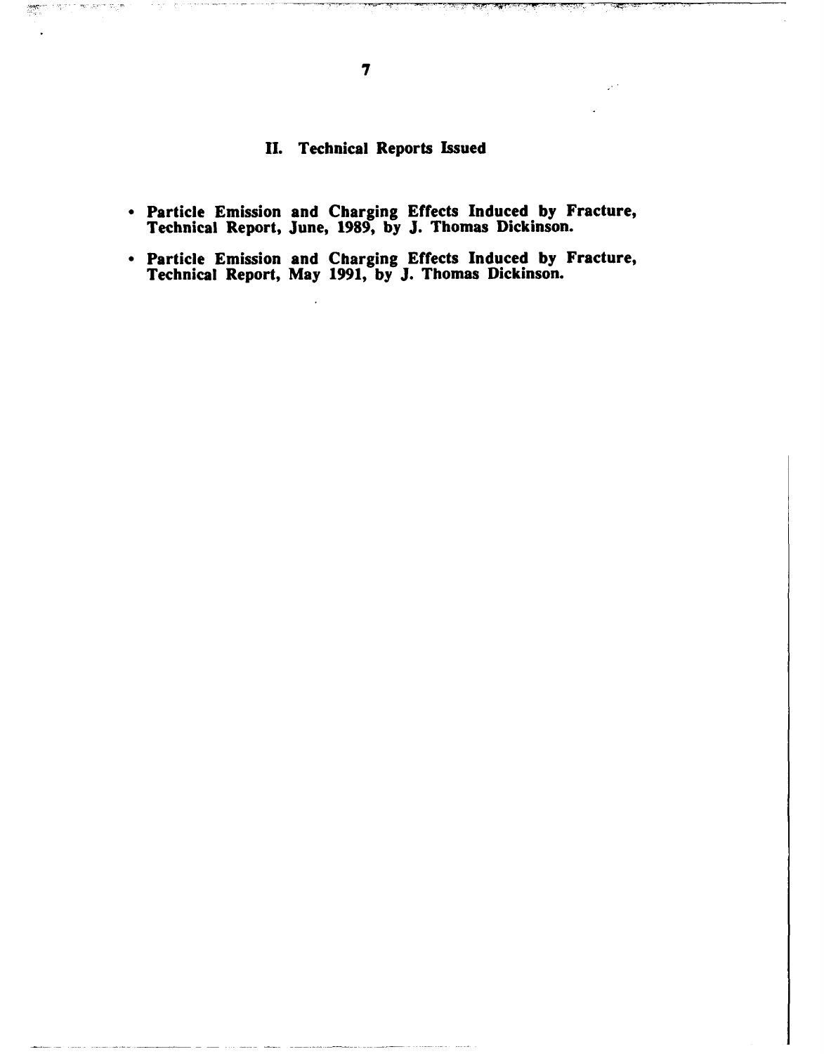## II. Technical Reports Issued

- **Particle Emission and Charging Effects Induced by Fracture, Technical Report, June, 1989, by J. Thomas Dickinson.**
- **Particle Emission and Charging Effects Induced by Fracture, Technical Report, May 1991, by J. Thomas Dickinson.**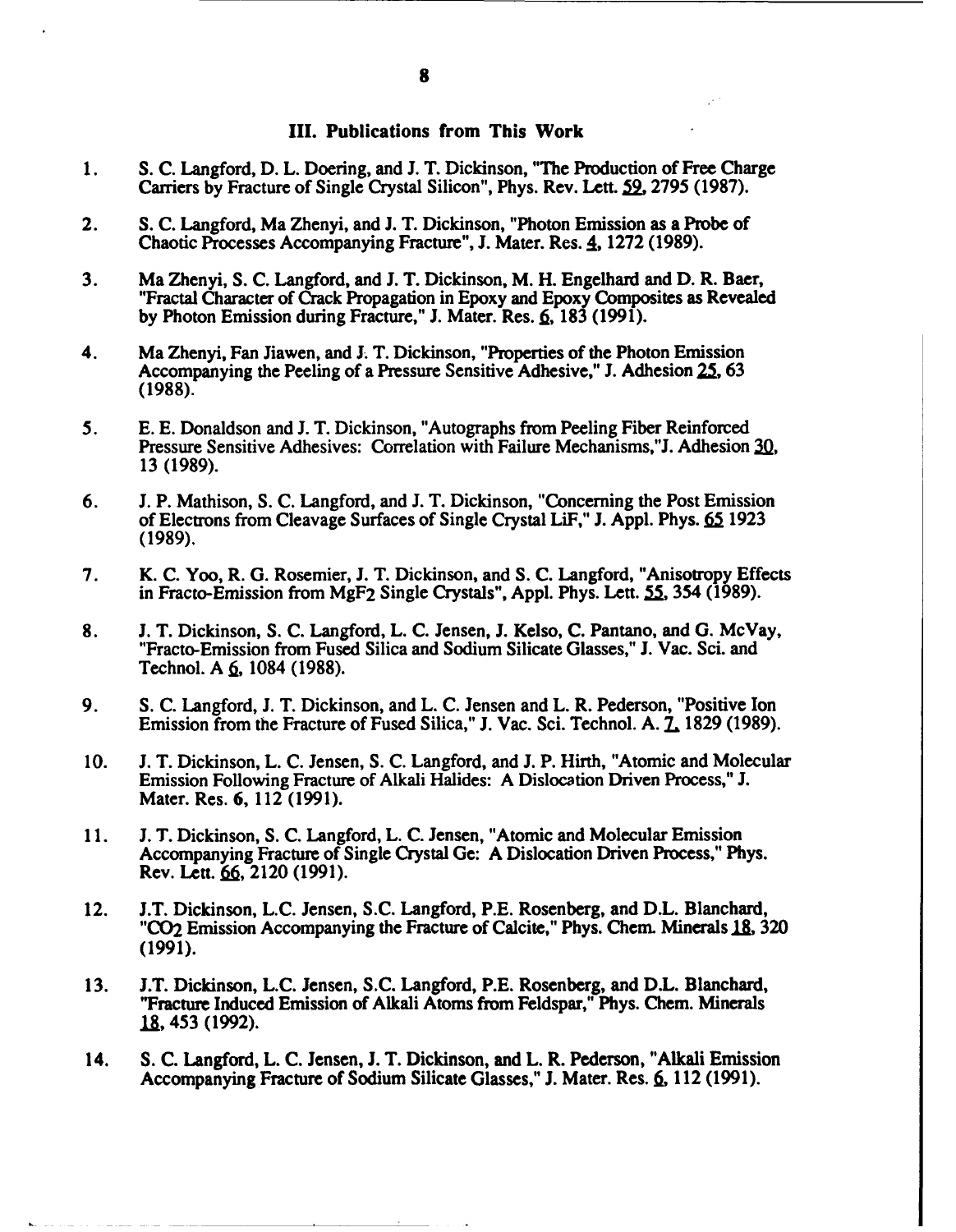### III. Publications from This Work

1. S. C. Langford, D. L. Doering, and J. T. Dickinson, "The Production of Free Charge Carriers by Fracture of Single Crystal Silicon", Phys. Rev. Lett. 59, 2795 (1987).

2. S. C. Langford, Ma Zhenyi, and J. T. Dickinson, "Photon Emission as a Probe of Chaotic Processes Accompanying Fracture", J. Mater. Res. 4, 1272 (1989).

3. Ma Zhenyi, S. C. Langford, and J. T. Dickinson, M. H. Engelhard and D. R. Baer, "Fractal Character of Crack Propagation in Epoxy and Epoxy Composites as Revealed by Photon Emission during Fracture," J. Mater. Res. 6, 183 (1991).

4. Ma Zhenyi, Fan Jiawen, and J. T. Dickinson, "Properties of the Photon Emission Accompanying the Peeling of a Pressure Sensitive Adhesive," J. Adhesion 25, 63 (1988).

5. E. E. Donaldson and J. T. Dickinson, "Autographs from Peeling Fiber Reinforced Pressure Sensitive Adhesives: Correlation with Failure Mechanisms,"J. Adhesion 30, 13 (1989).

6. J. P. Mathison, S. C. Langford, and J. T. Dickinson, "Concerning the Post Emission of Electrons from Cleavage Surfaces of Single Crystal LiF," J. Appl. Phys. 65 1923 (1989).

7. K. C. Yoo, R. G. Rosemier, J. T. Dickinson, and S. C. Langford, "Anisotropy Effects in Fracto-Emission from $MgF_2$ Single Crystals", Appl. Phys. Lett. 55, 354 (1989).

8. J. T. Dickinson, S. C. Langford, L. C. Jensen, J. Kelso, C. Pantano, and G. McVay, "Fracto-Emission from Fused Silica and Sodium Silicate Glasses," J. Vac. Sci. and Technol. A 6, 1084 (1988).

9. S. C. Langford, J. T. Dickinson, and L. C. Jensen and L. R. Pederson, "Positive Ion Emission from the Fracture of Fused Silica," J. Vac. Sci. Technol. A. 7, 1829 (1989).

10. J. T. Dickinson, L. C. Jensen, S. C. Langford, and J. P. Hirth, "Atomic and Molecular Emission Following Fracture of Alkali Halides: A Dislocation Driven Process," J. Mater. Res. 6, 112 (1991).

11. J. T. Dickinson, S. C. Langford, L. C. Jensen, "Atomic and Molecular Emission Accompanying Fracture of Single Crystal Ge: A Dislocation Driven Process," Phys. Rev. Lett. 66, 2120 (1991).

12. J.T. Dickinson, L.C. Jensen, S.C. Langford, P.E. Rosenberg, and D.L. Blanchard, "$CO_2$ Emission Accompanying the Fracture of Calcite," Phys. Chem. Minerals 18, 320 (1991).

13. J.T. Dickinson, L.C. Jensen, S.C. Langford, P.E. Rosenberg, and D.L. Blanchard, "Fracture Induced Emission of Alkali Atoms from Feldspar," Phys. Chem. Minerals 18, 453 (1992).

14. S. C. Langford, L. C. Jensen, J. T. Dickinson, and L. R. Pederson, "Alkali Emission Accompanying Fracture of Sodium Silicate Glasses," J. Mater. Res. 6, 112 (1991).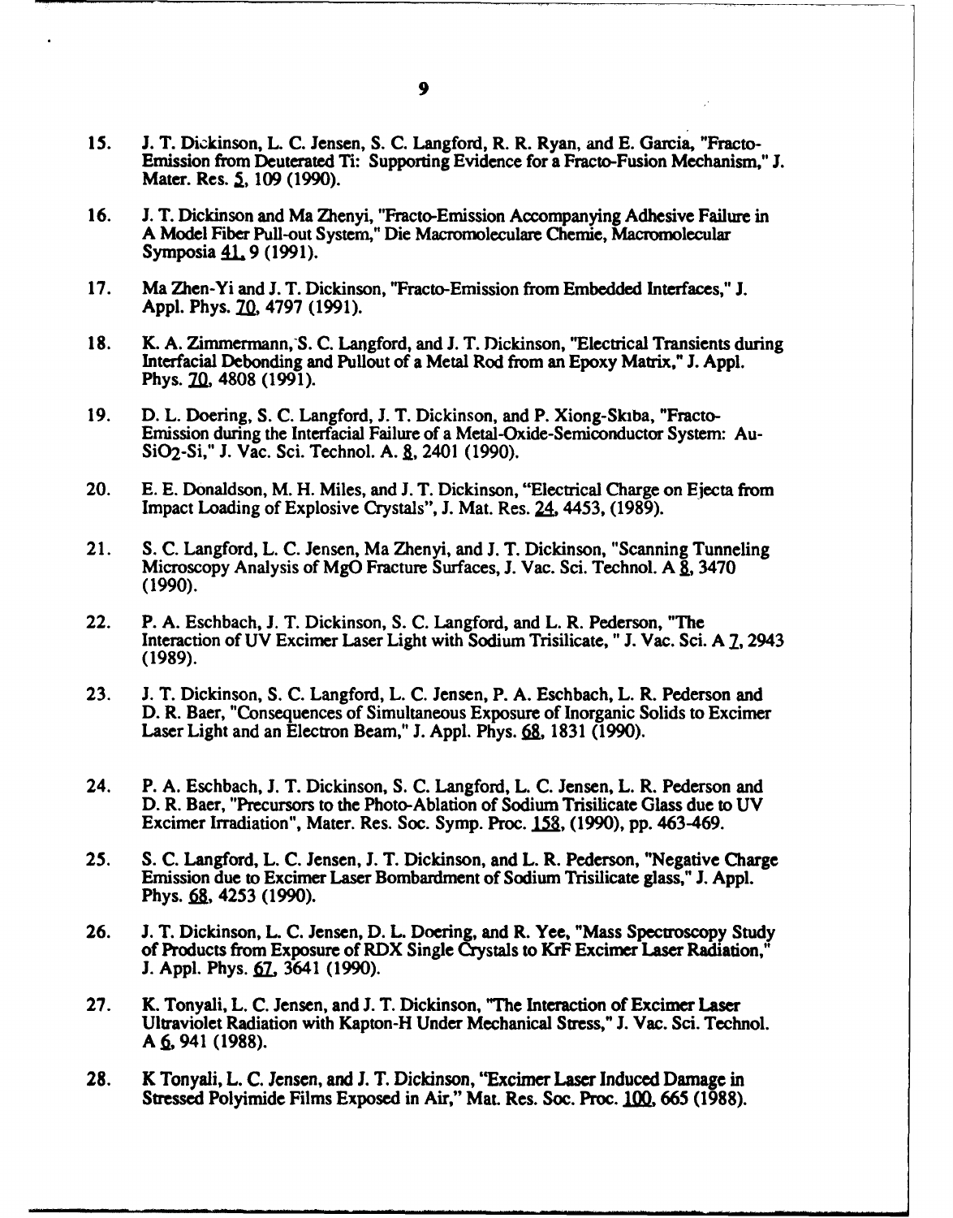15. J. T. Dickinson, L. C. Jensen, S. C. Langford, R. R. Ryan, and E. Garcia, "Fracto-Emission from Deuterated Ti: Supporting Evidence for a Fracto-Fusion Mechanism," J. Mater. Res. 5, 109 (1990).

16. J. T. Dickinson and Ma Zhenyi, "Fracto-Emission Accompanying Adhesive Failure in A Model Fiber Pull-out System," Die Macromoleculare Chemie, Macromolecular Symposia 41, 9 (1991).

17. Ma Zhen-Yi and J. T. Dickinson, "Fracto-Emission from Embedded Interfaces," J. Appl. Phys. 70, 4797 (1991).

18. K. A. Zimmermann, S. C. Langford, and J. T. Dickinson, "Electrical Transients during Interfacial Debonding and Pullout of a Metal Rod from an Epoxy Matrix," J. Appl. Phys. 70, 4808 (1991).

19. D. L. Doering, S. C. Langford, J. T. Dickinson, and P. Xiong-Skiba, "Fracto-Emission during the Interfacial Failure of a Metal-Oxide-Semiconductor System: Au-$SiO_2$-Si," J. Vac. Sci. Technol. A. 8, 2401 (1990).

20. E. E. Donaldson, M. H. Miles, and J. T. Dickinson, "Electrical Charge on Ejecta from Impact Loading of Explosive Crystals", J. Mat. Res. 24, 4453, (1989).

21. S. C. Langford, L. C. Jensen, Ma Zhenyi, and J. T. Dickinson, "Scanning Tunneling Microscopy Analysis of MgO Fracture Surfaces, J. Vac. Sci. Technol. A 8, 3470 (1990).

22. P. A. Eschbach, J. T. Dickinson, S. C. Langford, and L. R. Pederson, "The Interaction of UV Excimer Laser Light with Sodium Trisilicate, " J. Vac. Sci. A 7, 2943 (1989).

23. J. T. Dickinson, S. C. Langford, L. C. Jensen, P. A. Eschbach, L. R. Pederson and D. R. Baer, "Consequences of Simultaneous Exposure of Inorganic Solids to Excimer Laser Light and an Electron Beam," J. Appl. Phys. 68, 1831 (1990).

24. P. A. Eschbach, J. T. Dickinson, S. C. Langford, L. C. Jensen, L. R. Pederson and D. R. Baer, "Precursors to the Photo-Ablation of Sodium Trisilicate Glass due to UV Excimer Irradiation", Mater. Res. Soc. Symp. Proc. 158, (1990), pp. 463-469.

25. S. C. Langford, L. C. Jensen, J. T. Dickinson, and L. R. Pederson, "Negative Charge Emission due to Excimer Laser Bombardment of Sodium Trisilicate glass," J. Appl. Phys. 68, 4253 (1990).

26. J. T. Dickinson, L. C. Jensen, D. L. Doering, and R. Yee, "Mass Spectroscopy Study of Products from Exposure of RDX Single Crystals to KrF Excimer Laser Radiation," J. Appl. Phys. 67, 3641 (1990).

27. K. Tonyali, L. C. Jensen, and J. T. Dickinson, "The Interaction of Excimer Laser Ultraviolet Radiation with Kapton-H Under Mechanical Stress," J. Vac. Sci. Technol. A 6, 941 (1988).

28. K Tonyali, L. C. Jensen, and J. T. Dickinson, "Excimer Laser Induced Damage in Stressed Polyimide Films Exposed in Air," Mat. Res. Soc. Proc. 100, 665 (1988).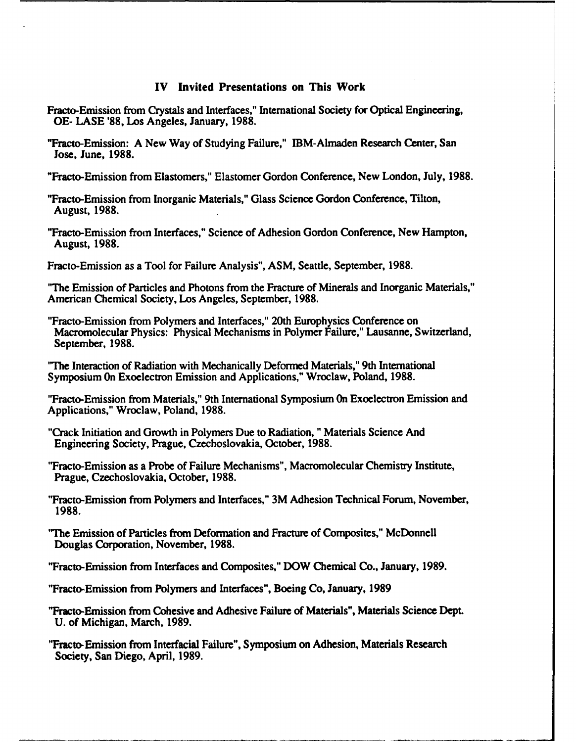## IV Invited Presentations on This Work

Fracto-Emission from Crystals and Interfaces," International Society for Optical Engineering, OE- LASE '88, Los Angeles, January, 1988.

"Fracto-Emission: A New Way of Studying Failure," IBM-Almaden Research Center, San Jose, June, 1988.

"Fracto-Emission from Elastomers," Elastomer Gordon Conference, New London, July, 1988.

"Fracto-Emission from Inorganic Materials," Glass Science Gordon Conference, Tilton, August, 1988.

"Fracto-Emission from Interfaces," Science of Adhesion Gordon Conference, New Hampton, August, 1988.

Fracto-Emission as a Tool for Failure Analysis", ASM, Seattle, September, 1988.

"The Emission of Particles and Photons from the Fracture of Minerals and Inorganic Materials," American Chemical Society, Los Angeles, September, 1988.

"Fracto-Emission from Polymers and Interfaces," 20th Europhysics Conference on Macromolecular Physics: Physical Mechanisms in Polymer Failure," Lausanne, Switzerland, September, 1988.

"The Interaction of Radiation with Mechanically Deformed Materials," 9th International Symposium On Exoelectron Emission and Applications," Wroclaw, Poland, 1988.

"Fracto-Emission from Materials," 9th International Symposium On Exoelectron Emission and Applications," Wroclaw, Poland, 1988.

"Crack Initiation and Growth in Polymers Due to Radiation, " Materials Science And Engineering Society, Prague, Czechoslovakia, October, 1988.

"Fracto-Emission as a Probe of Failure Mechanisms", Macromolecular Chemistry Institute, Prague, Czechoslovakia, October, 1988.

"Fracto-Emission from Polymers and Interfaces," 3M Adhesion Technical Forum, November, 1988.

"The Emission of Particles from Deformation and Fracture of Composites," McDonnell Douglas Corporation, November, 1988.

"Fracto-Emission from Interfaces and Composites," DOW Chemical Co., January, 1989.

"Fracto-Emission from Polymers and Interfaces", Boeing Co, January, 1989

"Fracto-Emission from Cohesive and Adhesive Failure of Materials", Materials Science Dept. U. of Michigan, March, 1989.

"Fracto-Emission from Interfacial Failure", Symposium on Adhesion, Materials Research Society, San Diego, April, 1989.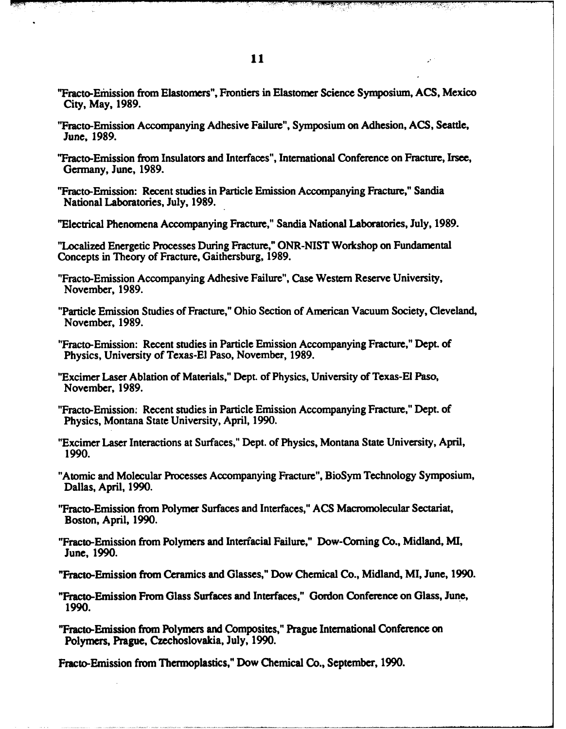"Fracto-Emission from Elastomers", Frontiers in Elastomer Science Symposium, ACS, Mexico City, May, 1989.

"Fracto-Emission Accompanying Adhesive Failure", Symposium on Adhesion, ACS, Seattle, June, 1989.

"Fracto-Emission from Insulators and Interfaces", International Conference on Fracture, Irsee, Germany, June, 1989.

"Fracto-Emission: Recent studies in Particle Emission Accompanying Fracture," Sandia National Laboratories, July, 1989.

"Electrical Phenomena Accompanying Fracture," Sandia National Laboratories, July, 1989.

"Localized Energetic Processes During Fracture," ONR-NIST Workshop on Fundamental Concepts in Theory of Fracture, Gaithersburg, 1989.

"Fracto-Emission Accompanying Adhesive Failure", Case Western Reserve University, November, 1989.

"Particle Emission Studies of Fracture," Ohio Section of American Vacuum Society, Cleveland, November, 1989.

"Fracto-Emission: Recent studies in Particle Emission Accompanying Fracture," Dept. of Physics, University of Texas-El Paso, November, 1989.

"Excimer Laser Ablation of Materials," Dept. of Physics, University of Texas-El Paso, November, 1989.

"Fracto-Emission: Recent studies in Particle Emission Accompanying Fracture," Dept. of Physics, Montana State University, April, 1990.

"Excimer Laser Interactions at Surfaces," Dept. of Physics, Montana State University, April, 1990.

"Atomic and Molecular Processes Accompanying Fracture", BioSym Technology Symposium, Dallas, April, 1990.

"Fracto-Emission from Polymer Surfaces and Interfaces," ACS Macromolecular Sectariat, Boston, April, 1990.

"Fracto-Emission from Polymers and Interfacial Failure," Dow-Corning Co., Midland, MI, June, 1990.

"Fracto-Emission from Ceramics and Glasses," Dow Chemical Co., Midland, MI, June, 1990.

"Fracto-Emission From Glass Surfaces and Interfaces," Gordon Conference on Glass, June, 1990.

"Fracto-Emission from Polymers and Composites," Prague International Conference on Polymers, Prague, Czechoslovakia, July, 1990.

Fracto-Emission from Thermoplastics," Dow Chemical Co., September, 1990.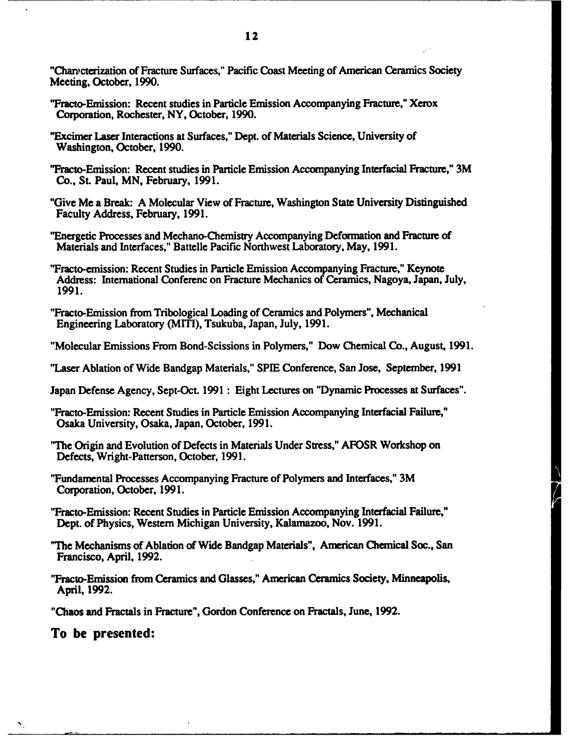"Charecterization of Fracture Surfaces," Pacific Coast Meeting of American Ceramics Society Meeting, October, 1990.

"Fracto-Emission: Recent studies in Particle Emission Accompanying Fracture," Xerox Corporation, Rochester, NY, October, 1990.

"Excimer Laser Interactions at Surfaces," Dept. of Materials Science, University of Washington, October, 1990.

"Fracto-Emission: Recent studies in Particle Emission Accompanying Interfacial Fracture," 3M Co., St. Paul, MN, February, 1991.

"Give Me a Break: A Molecular View of Fracture, Washington State University Distinguished Faculty Address, February, 1991.

"Energetic Processes and Mechano-Chemistry Accompanying Deformation and Fracture of Materials and Interfaces," Battelle Pacific Northwest Laboratory, May, 1991.

"Fracto-emission: Recent Studies in Particle Emission Accompanying Fracture," Keynote Address: International Conferenc on Fracture Mechanics of Ceramics, Nagoya, Japan, July, 1991.

"Fracto-Emission from Tribological Loading of Ceramics and Polymers", Mechanical Engineering Laboratory (MITI), Tsukuba, Japan, July, 1991.

"Molecular Emissions From Bond-Scissions in Polymers," Dow Chemical Co., August, 1991.

"Laser Ablation of Wide Bandgap Materials," SPIE Conference, San Jose, September, 1991

Japan Defense Agency, Sept-Oct. 1991 : Eight Lectures on "Dynamic Processes at Surfaces".

"Fracto-Emission: Recent Studies in Particle Emission Accompanying Interfacial Failure," Osaka University, Osaka, Japan, October, 1991.

"The Origin and Evolution of Defects in Materials Under Stress," AFOSR Workshop on Defects, Wright-Patterson, October, 1991.

"Fundamental Processes Accompanying Fracture of Polymers and Interfaces," 3M Corporation, October, 1991.

"Fracto-Emission: Recent Studies in Particle Emission Accompanying Interfacial Failure," Dept. of Physics, Western Michigan University, Kalamazoo, Nov. 1991.

"The Mechanisms of Ablation of Wide Bandgap Materials", American Chemical Soc., San Francisco, April, 1992.

"Fracto-Emission from Ceramics and Glasses," American Ceramics Society, Minneapolis, April, 1992.

"Chaos and Fractals in Fracture", Gordon Conference on Fractals, June, 1992.

**To be presented:**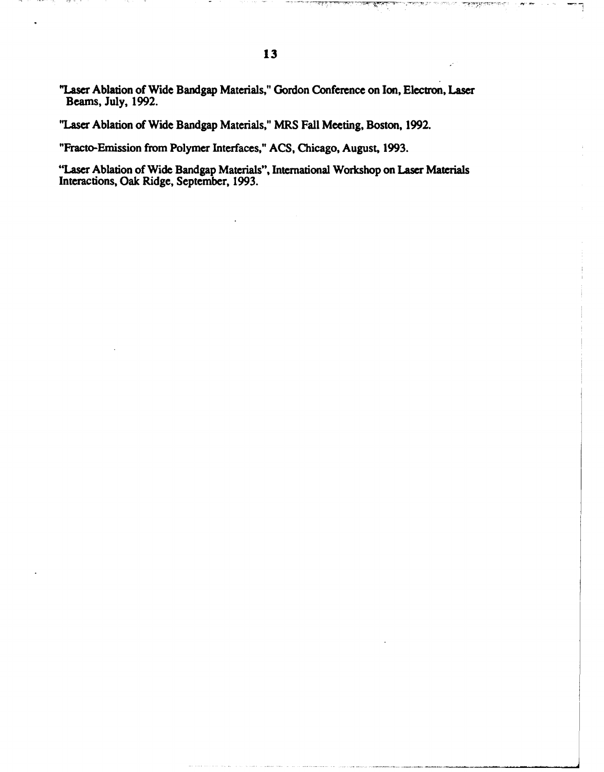"Laser Ablation of Wide Bandgap Materials," Gordon Conference on Ion, Electron, Laser Beams, July, 1992.

"Laser Ablation of Wide Bandgap Materials," MRS Fall Meeting, Boston, 1992.

"Fracto-Emission from Polymer Interfaces," ACS, Chicago, August, 1993.

"Laser Ablation of Wide Bandgap Materials", International Workshop on Laser Materials Interactions, Oak Ridge, September, 1993.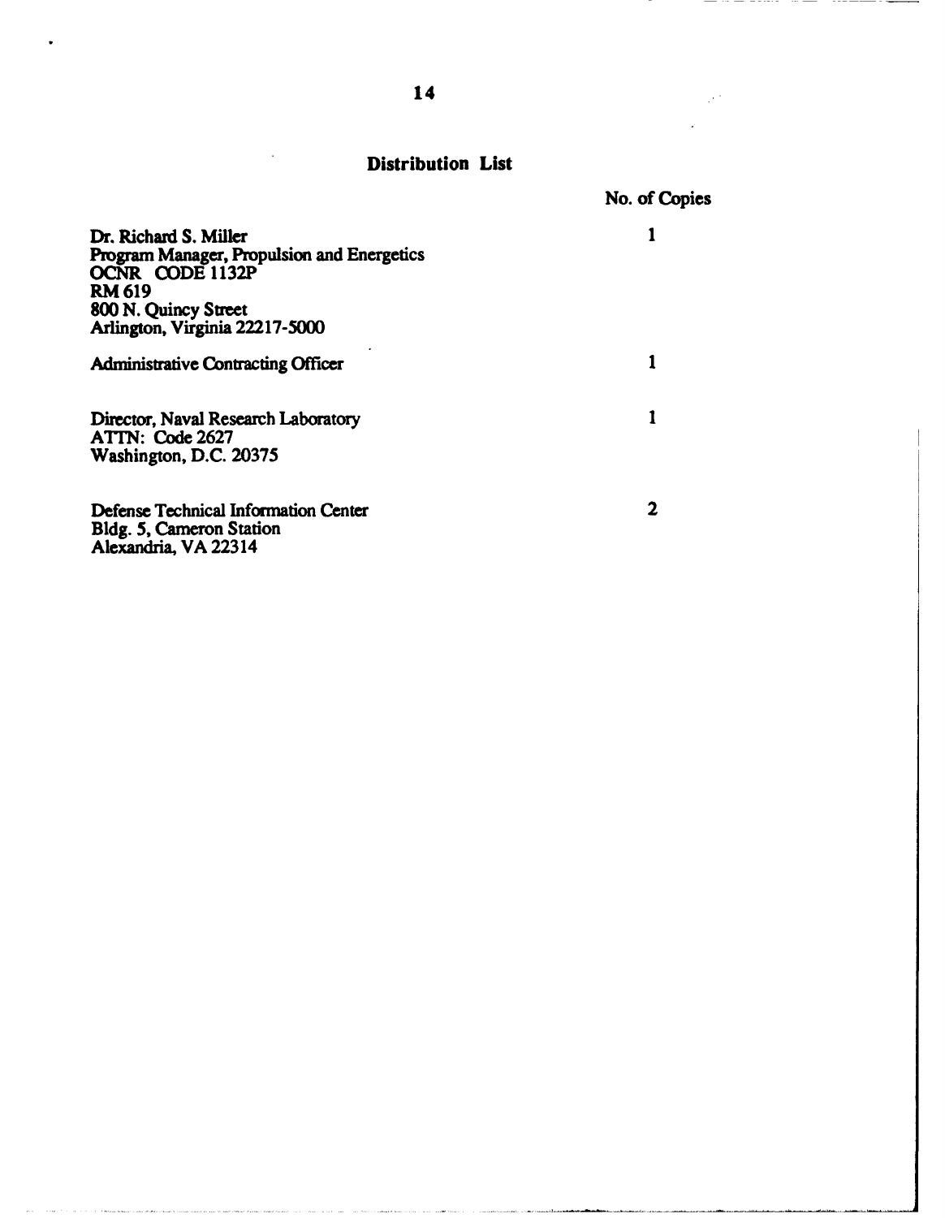## Distribution List

| | No. of Copies |
|---|---|
| Dr. Richard S. Miller<br>Program Manager, Propulsion and Energetics<br>OCNR CODE 1132P<br>RM 619<br>800 N. Quincy Street<br>Arlington, Virginia 22217-5000 | 1 |
| Administrative Contracting Officer | 1 |
| Director, Naval Research Laboratory<br>ATTN: Code 2627<br>Washington, D.C. 20375 | 1 |
| Defense Technical Information Center<br>Bldg. 5, Cameron Station<br>Alexandria, VA 22314 | 2 |